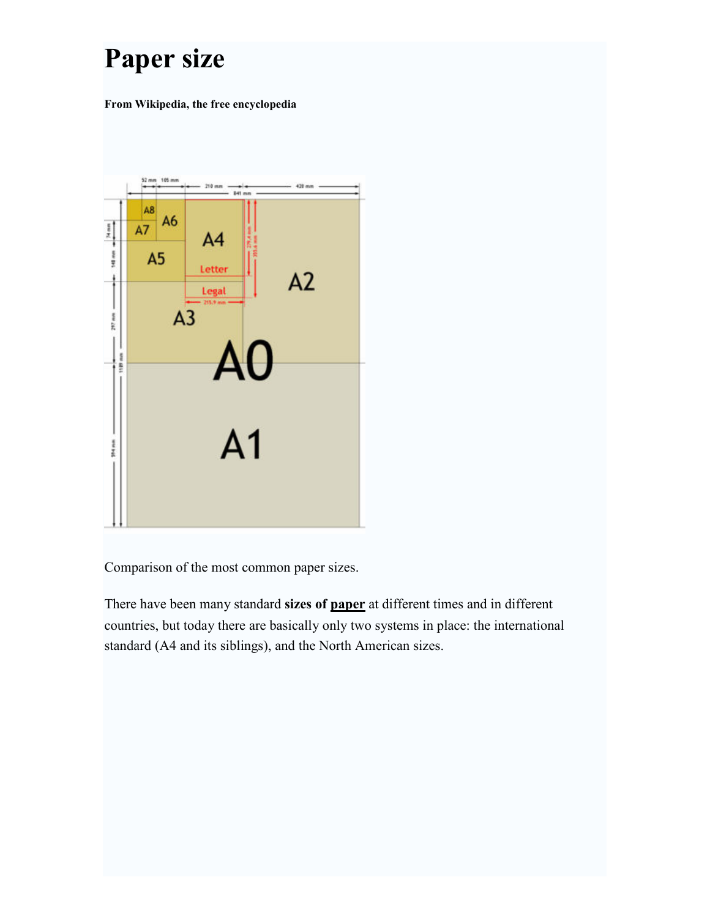# Paper size

**From Wikipedia, the free encyclopedia**

Comparison of the most common paper sizes.

There have been many standard **sizes of paper** at different times and in different countries, but today there are basically only two systems in place: the international standard (A4 and its siblings), and the North American sizes.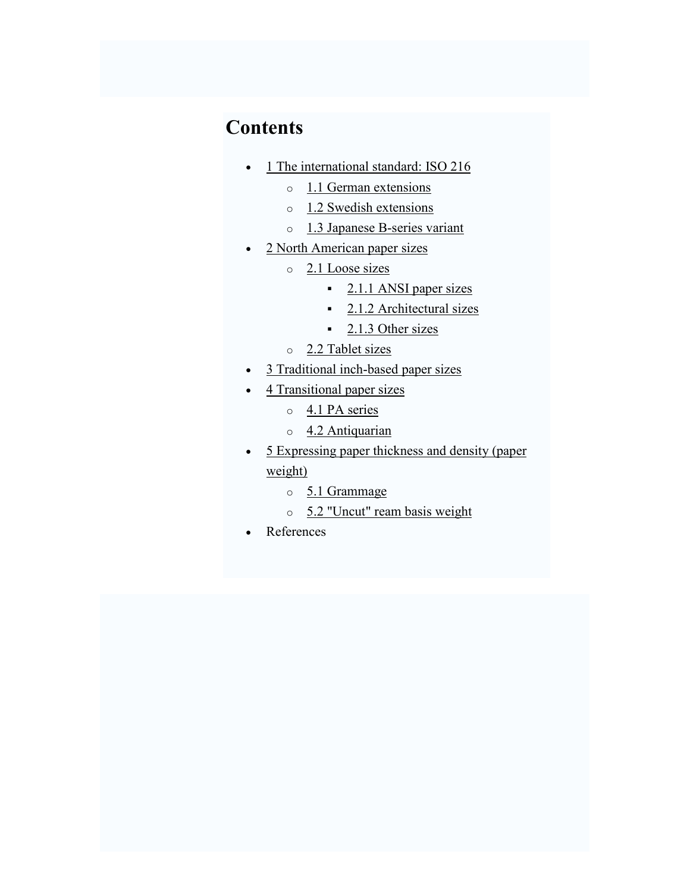## Contents

- 1 The international standard: ISO 216
  - 1.1 German extensions
  - 1.2 Swedish extensions
  - 1.3 Japanese B-series variant
- 2 North American paper sizes
  - 2.1 Loose sizes
    - 2.1.1 ANSI paper sizes
    - 2.1.2 Architectural sizes
    - 2.1.3 Other sizes
  - 2.2 Tablet sizes
- 3 Traditional inch-based paper sizes
- 4 Transitional paper sizes
  - 4.1 PA series
  - 4.2 Antiquarian
- 5 Expressing paper thickness and density (paper weight)
  - 5.1 Grammage
  - 5.2 "Uncut" ream basis weight
- References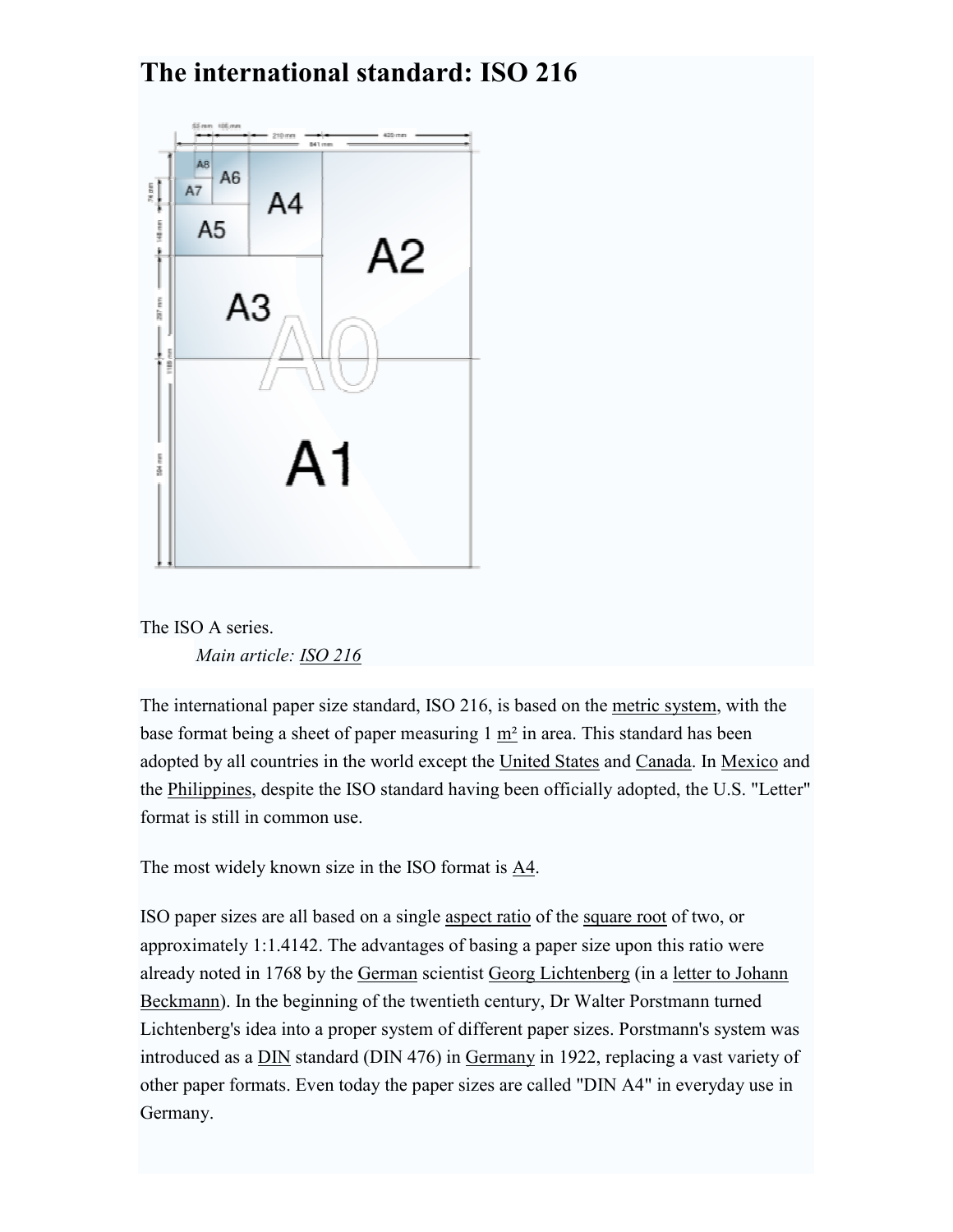# The international standard: ISO 216

The ISO A series.

*Main article: ISO 216*

The international paper size standard, ISO 216, is based on the metric system, with the base format being a sheet of paper measuring 1 m² in area. This standard has been adopted by all countries in the world except the United States and Canada. In Mexico and the Philippines, despite the ISO standard having been officially adopted, the U.S. "Letter" format is still in common use.

The most widely known size in the ISO format is A4.

ISO paper sizes are all based on a single aspect ratio of the square root of two, or approximately 1:1.4142. The advantages of basing a paper size upon this ratio were already noted in 1768 by the German scientist Georg Lichtenberg (in a letter to Johann Beckmann). In the beginning of the twentieth century, Dr Walter Porstmann turned Lichtenberg's idea into a proper system of different paper sizes. Porstmann's system was introduced as a DIN standard (DIN 476) in Germany in 1922, replacing a vast variety of other paper formats. Even today the paper sizes are called "DIN A4" in everyday use in Germany.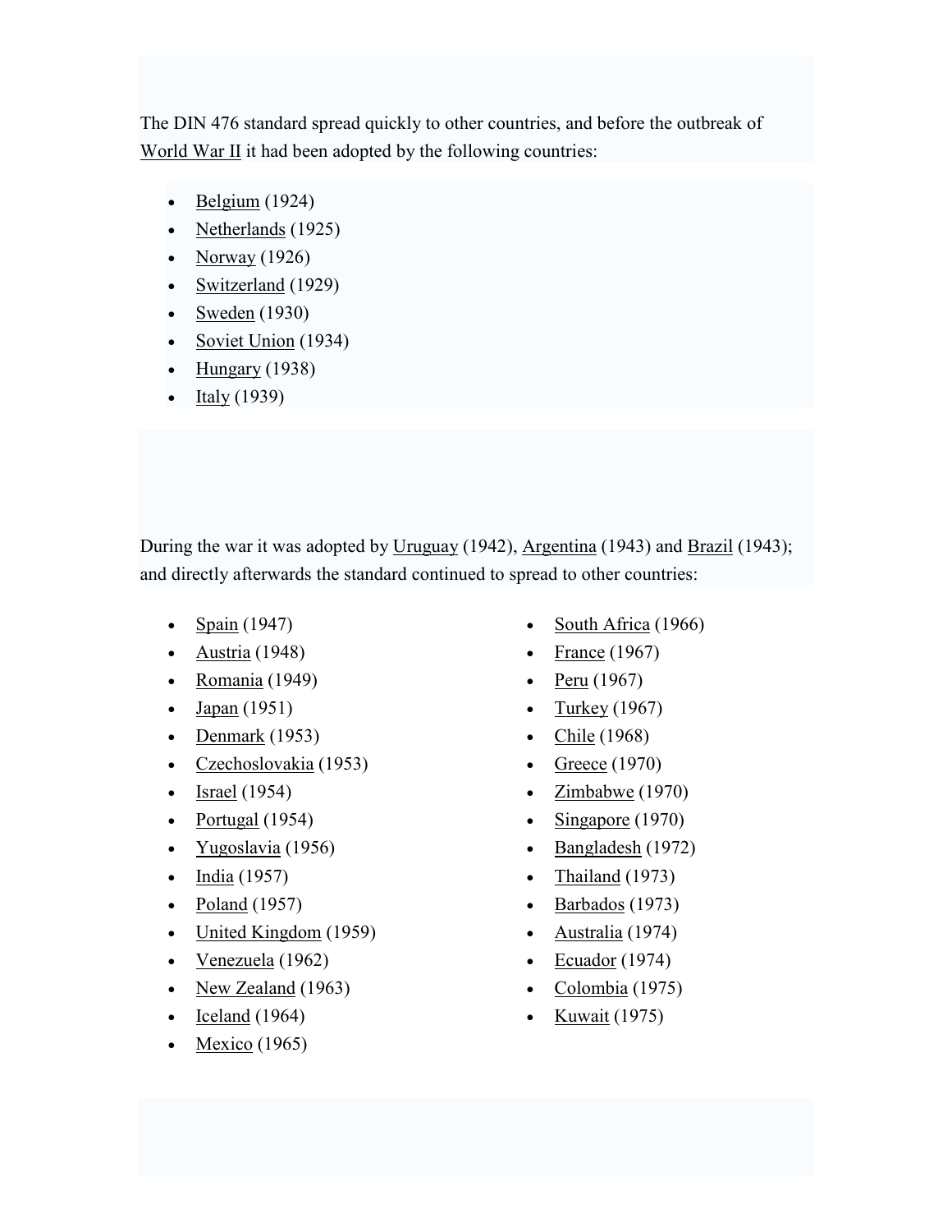The DIN 476 standard spread quickly to other countries, and before the outbreak of World War II it had been adopted by the following countries:

- Belgium (1924)
- Netherlands (1925)
- Norway (1926)
- Switzerland (1929)
- Sweden (1930)
- Soviet Union (1934)
- Hungary (1938)
- Italy (1939)

During the war it was adopted by Uruguay (1942), Argentina (1943) and Brazil (1943); and directly afterwards the standard continued to spread to other countries:

- Spain (1947)
- Austria (1948)
- Romania (1949)
- Japan (1951)
- Denmark (1953)
- Czechoslovakia (1953)
- Israel (1954)
- Portugal (1954)
- Yugoslavia (1956)
- India (1957)
- Poland (1957)
- United Kingdom (1959)
- Venezuela (1962)
- New Zealand (1963)
- Iceland (1964)
- Mexico (1965)
- South Africa (1966)
- France (1967)
- Peru (1967)
- Turkey (1967)
- Chile (1968)
- Greece (1970)
- Zimbabwe (1970)
- Singapore (1970)
- Bangladesh (1972)
- Thailand (1973)
- Barbados (1973)
- Australia (1974)
- Ecuador (1974)
- Colombia (1975)
- Kuwait (1975)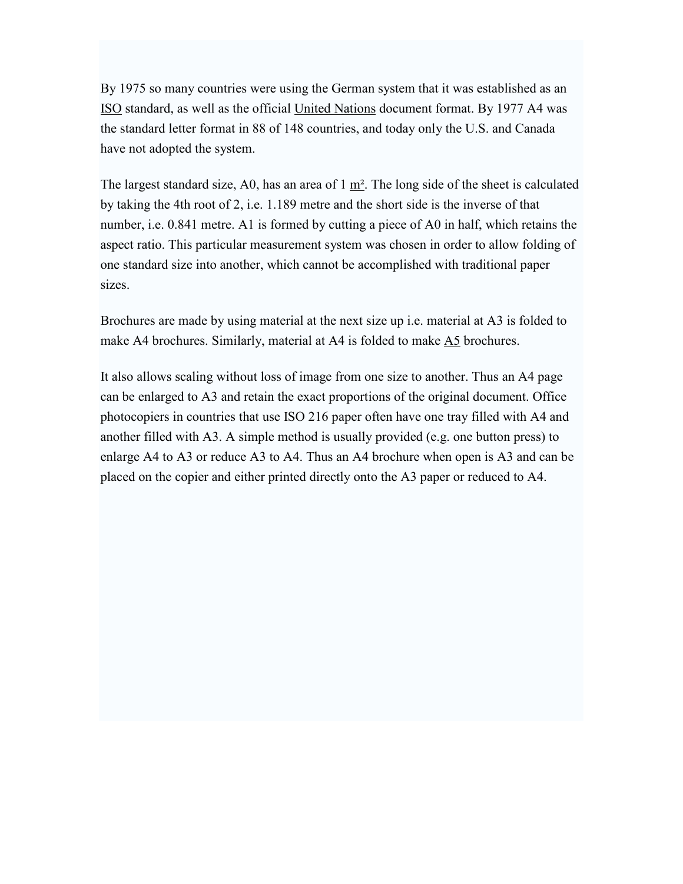By 1975 so many countries were using the German system that it was established as an ISO standard, as well as the official United Nations document format. By 1977 A4 was the standard letter format in 88 of 148 countries, and today only the U.S. and Canada have not adopted the system.

The largest standard size, A0, has an area of 1 $m^2$. The long side of the sheet is calculated by taking the 4th root of 2, i.e. 1.189 metre and the short side is the inverse of that number, i.e. 0.841 metre. A1 is formed by cutting a piece of A0 in half, which retains the aspect ratio. This particular measurement system was chosen in order to allow folding of one standard size into another, which cannot be accomplished with traditional paper sizes.

Brochures are made by using material at the next size up i.e. material at A3 is folded to make A4 brochures. Similarly, material at A4 is folded to make A5 brochures.

It also allows scaling without loss of image from one size to another. Thus an A4 page can be enlarged to A3 and retain the exact proportions of the original document. Office photocopiers in countries that use ISO 216 paper often have one tray filled with A4 and another filled with A3. A simple method is usually provided (e.g. one button press) to enlarge A4 to A3 or reduce A3 to A4. Thus an A4 brochure when open is A3 and can be placed on the copier and either printed directly onto the A3 paper or reduced to A4.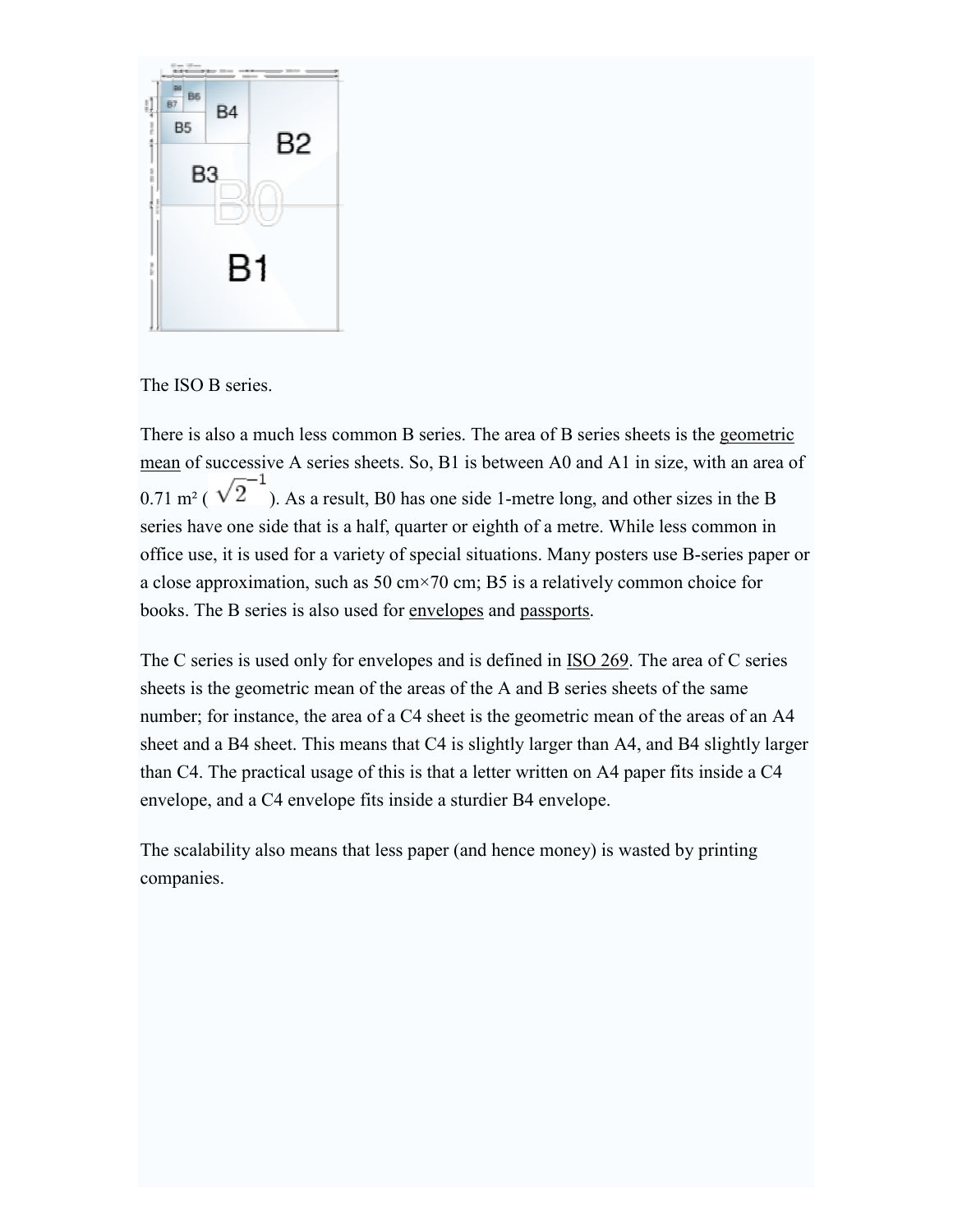The ISO B series.

There is also a much less common B series. The area of B series sheets is the geometric mean of successive A series sheets. So, B1 is between A0 and A1 in size, with an area of 0.71 m² ( $\sqrt{2}^{-1}$ ). As a result, B0 has one side 1-metre long, and other sizes in the B series have one side that is a half, quarter or eighth of a metre. While less common in office use, it is used for a variety of special situations. Many posters use B-series paper or a close approximation, such as 50 cm×70 cm; B5 is a relatively common choice for books. The B series is also used for envelopes and passports.

The C series is used only for envelopes and is defined in ISO 269. The area of C series sheets is the geometric mean of the areas of the A and B series sheets of the same number; for instance, the area of a C4 sheet is the geometric mean of the areas of an A4 sheet and a B4 sheet. This means that C4 is slightly larger than A4, and B4 slightly larger than C4. The practical usage of this is that a letter written on A4 paper fits inside a C4 envelope, and a C4 envelope fits inside a sturdier B4 envelope.

The scalability also means that less paper (and hence money) is wasted by printing companies.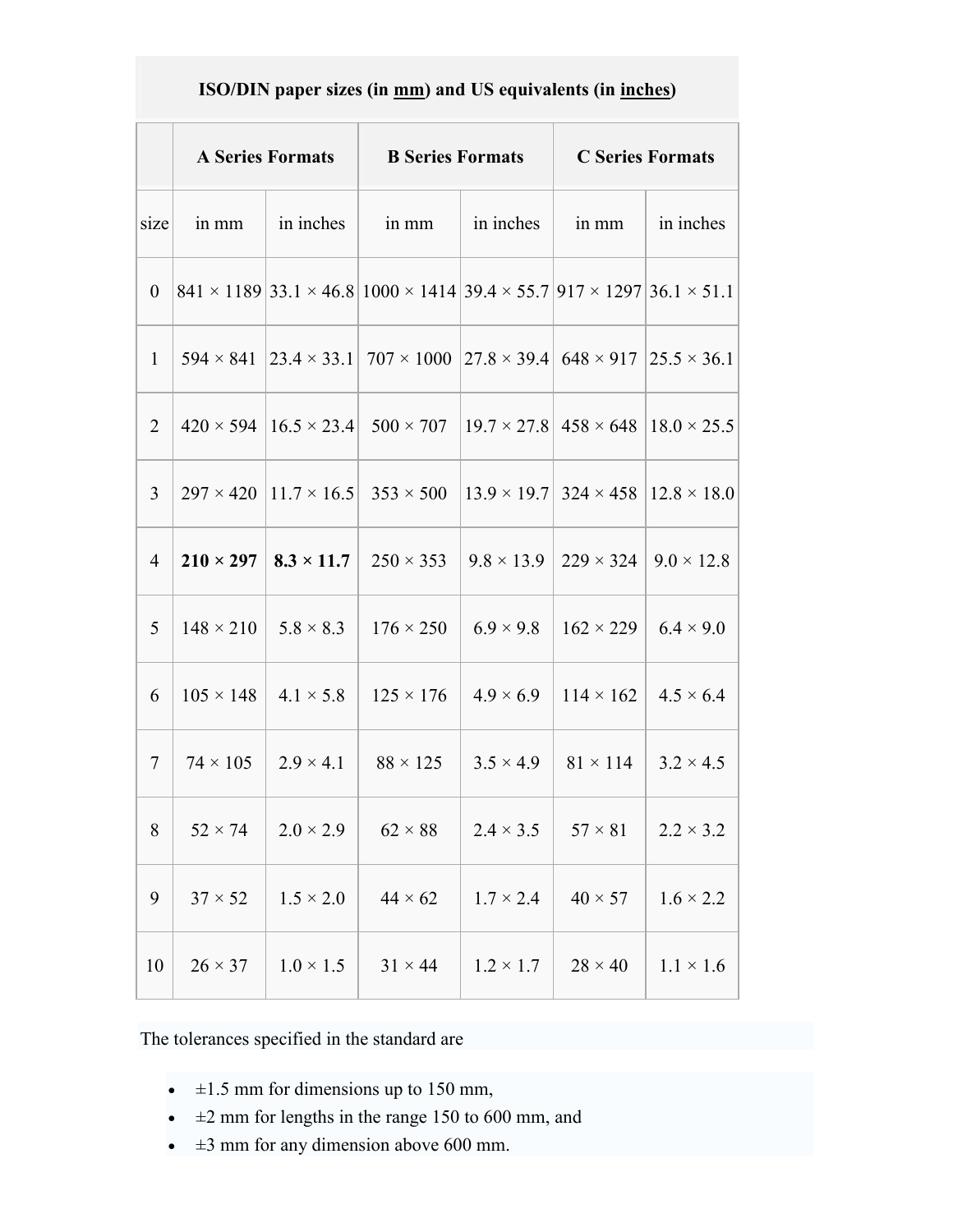| ISO/DIN paper sizes (in mm) and US equivalents (in inches) | | | | | | |
|---|---|---|---|---|---|---|
| | A Series Formats | | B Series Formats | | C Series Formats | |
| size | in mm | in inches | in mm | in inches | in mm | in inches |
| 0 | 841 × 1189 | 33.1 × 46.8 | 1000 × 1414 | 39.4 × 55.7 | 917 × 1297 | 36.1 × 51.1 |
| 1 | 594 × 841 | 23.4 × 33.1 | 707 × 1000 | 27.8 × 39.4 | 648 × 917 | 25.5 × 36.1 |
| 2 | 420 × 594 | 16.5 × 23.4 | 500 × 707 | 19.7 × 27.8 | 458 × 648 | 18.0 × 25.5 |
| 3 | 297 × 420 | 11.7 × 16.5 | 353 × 500 | 13.9 × 19.7 | 324 × 458 | 12.8 × 18.0 |
| 4 | **210 × 297** | **8.3 × 11.7** | 250 × 353 | 9.8 × 13.9 | 229 × 324 | 9.0 × 12.8 |
| 5 | 148 × 210 | 5.8 × 8.3 | 176 × 250 | 6.9 × 9.8 | 162 × 229 | 6.4 × 9.0 |
| 6 | 105 × 148 | 4.1 × 5.8 | 125 × 176 | 4.9 × 6.9 | 114 × 162 | 4.5 × 6.4 |
| 7 | 74 × 105 | 2.9 × 4.1 | 88 × 125 | 3.5 × 4.9 | 81 × 114 | 3.2 × 4.5 |
| 8 | 52 × 74 | 2.0 × 2.9 | 62 × 88 | 2.4 × 3.5 | 57 × 81 | 2.2 × 3.2 |
| 9 | 37 × 52 | 1.5 × 2.0 | 44 × 62 | 1.7 × 2.4 | 40 × 57 | 1.6 × 2.2 |
| 10 | 26 × 37 | 1.0 × 1.5 | 31 × 44 | 1.2 × 1.7 | 28 × 40 | 1.1 × 1.6 |

The tolerances specified in the standard are

- ±1.5 mm for dimensions up to 150 mm,
- ±2 mm for lengths in the range 150 to 600 mm, and
- ±3 mm for any dimension above 600 mm.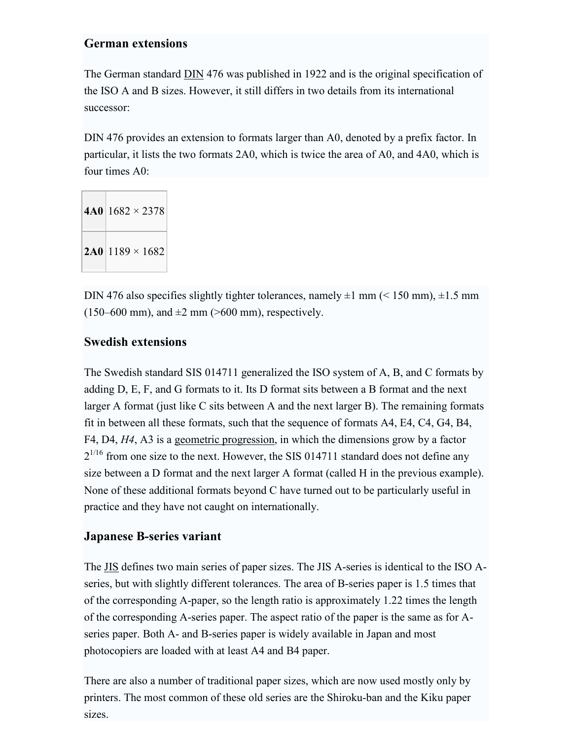### German extensions

The German standard DIN 476 was published in 1922 and is the original specification of the ISO A and B sizes. However, it still differs in two details from its international successor:

DIN 476 provides an extension to formats larger than A0, denoted by a prefix factor. In particular, it lists the two formats 2A0, which is twice the area of A0, and 4A0, which is four times A0:

| | |
|---|---|
| **4A0** | 1682 × 2378 |
| **2A0** | 1189 × 1682 |

DIN 476 also specifies slightly tighter tolerances, namely ±1 mm (< 150 mm), ±1.5 mm (150–600 mm), and ±2 mm (>600 mm), respectively.

### Swedish extensions

The Swedish standard SIS 014711 generalized the ISO system of A, B, and C formats by adding D, E, F, and G formats to it. Its D format sits between a B format and the next larger A format (just like C sits between A and the next larger B). The remaining formats fit in between all these formats, such that the sequence of formats A4, E4, C4, G4, B4, F4, D4, *H4*, A3 is a geometric progression, in which the dimensions grow by a factor $2^{1/16}$ from one size to the next. However, the SIS 014711 standard does not define any size between a D format and the next larger A format (called H in the previous example). None of these additional formats beyond C have turned out to be particularly useful in practice and they have not caught on internationally.

### Japanese B-series variant

The JIS defines two main series of paper sizes. The JIS A-series is identical to the ISO A-series, but with slightly different tolerances. The area of B-series paper is 1.5 times that of the corresponding A-paper, so the length ratio is approximately 1.22 times the length of the corresponding A-series paper. The aspect ratio of the paper is the same as for A-series paper. Both A- and B-series paper is widely available in Japan and most photocopiers are loaded with at least A4 and B4 paper.

There are also a number of traditional paper sizes, which are now used mostly only by printers. The most common of these old series are the Shiroku-ban and the Kiku paper sizes.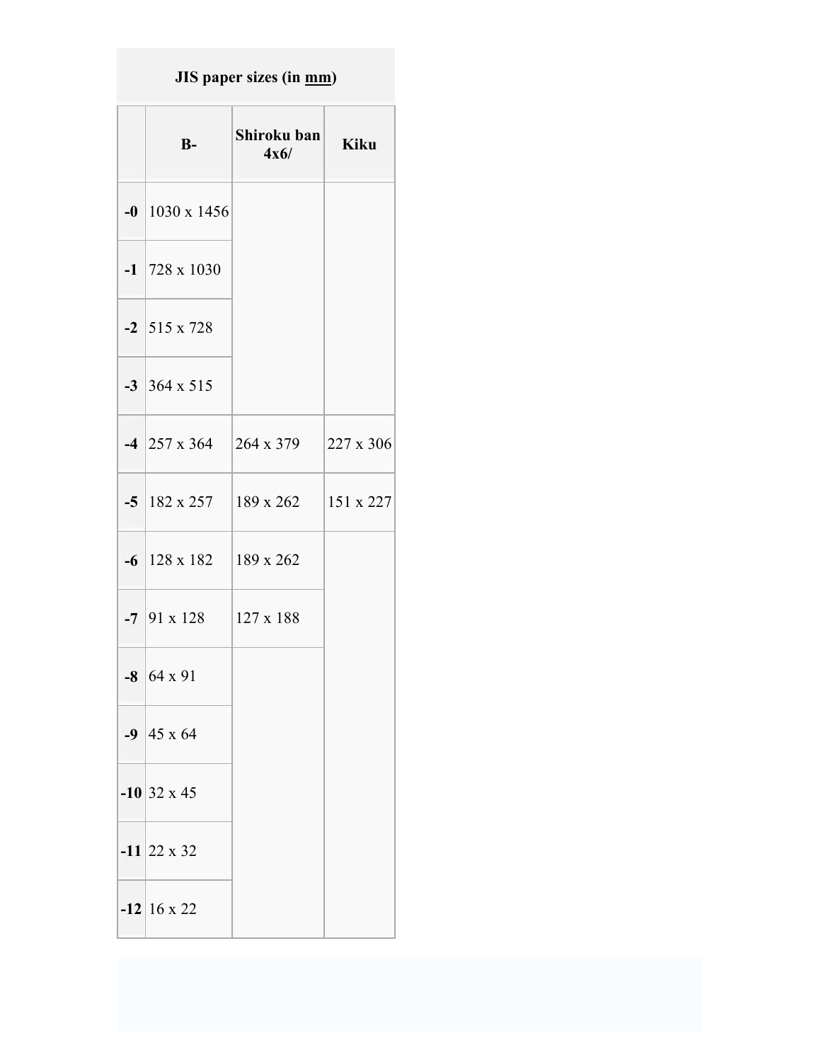| JIS paper sizes (in mm) | | | |
|---|---|---|---|
| | **B-** | **Shiroku ban 4x6/** | **Kiku** |
| **-0** | 1030 x 1456 | | |
| **-1** | 728 x 1030 | | |
| **-2** | 515 x 728 | | |
| **-3** | 364 x 515 | | |
| **-4** | 257 x 364 | 264 x 379 | 227 x 306 |
| **-5** | 182 x 257 | 189 x 262 | 151 x 227 |
| **-6** | 128 x 182 | 189 x 262 | |
| **-7** | 91 x 128 | 127 x 188 | |
| **-8** | 64 x 91 | | |
| **-9** | 45 x 64 | | |
| **-10** | 32 x 45 | | |
| **-11** | 22 x 32 | | |
| **-12** | 16 x 22 | | |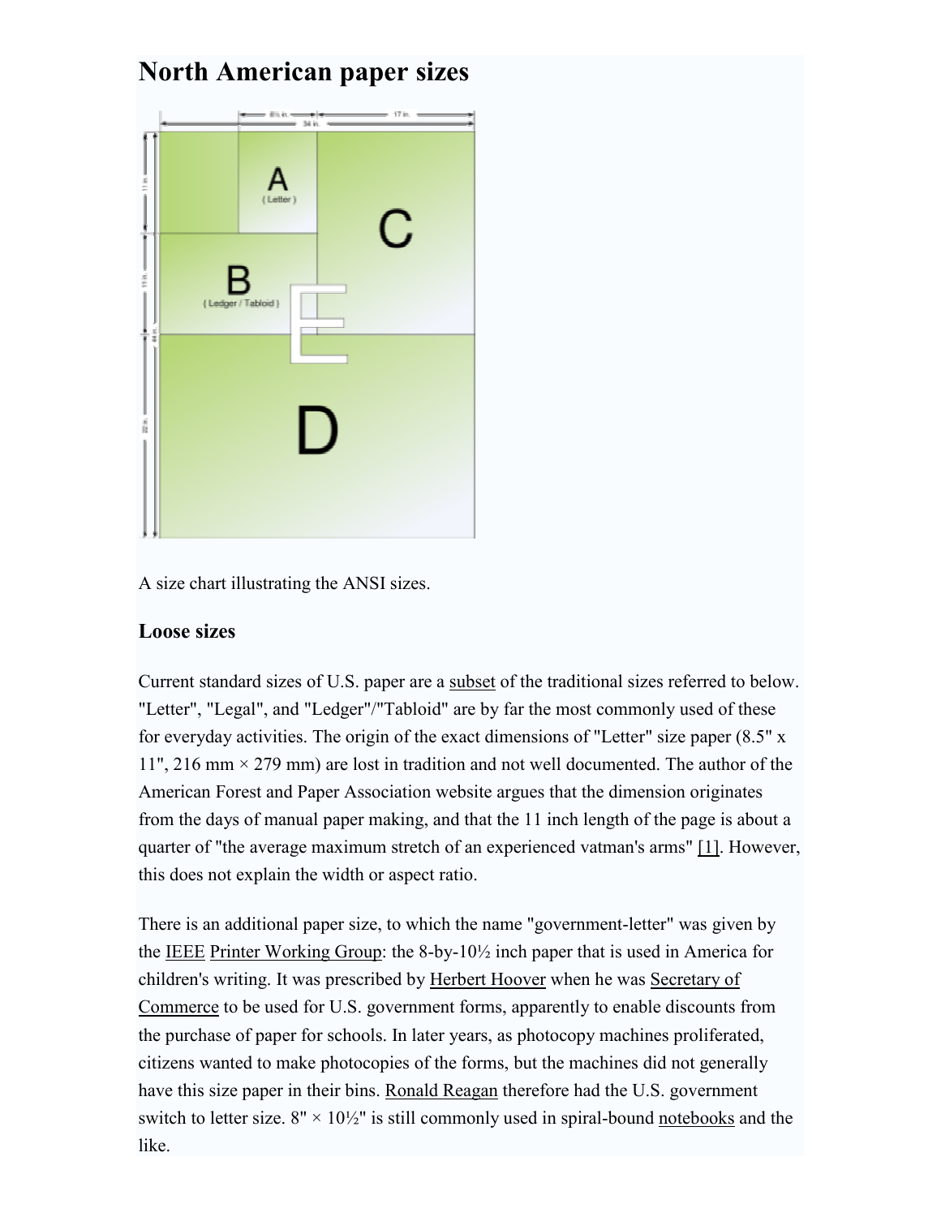# North American paper sizes

A size chart illustrating the ANSI sizes.

### Loose sizes

Current standard sizes of U.S. paper are a subset of the traditional sizes referred to below. "Letter", "Legal", and "Ledger"/"Tabloid" are by far the most commonly used of these for everyday activities. The origin of the exact dimensions of "Letter" size paper (8.5" x 11", 216 mm × 279 mm) are lost in tradition and not well documented. The author of the American Forest and Paper Association website argues that the dimension originates from the days of manual paper making, and that the 11 inch length of the page is about a quarter of "the average maximum stretch of an experienced vatman's arms" [1]. However, this does not explain the width or aspect ratio.

There is an additional paper size, to which the name "government-letter" was given by the IEEE Printer Working Group: the 8-by-10½ inch paper that is used in America for children's writing. It was prescribed by Herbert Hoover when he was Secretary of Commerce to be used for U.S. government forms, apparently to enable discounts from the purchase of paper for schools. In later years, as photocopy machines proliferated, citizens wanted to make photocopies of the forms, but the machines did not generally have this size paper in their bins. Ronald Reagan therefore had the U.S. government switch to letter size. 8" × 10½" is still commonly used in spiral-bound notebooks and the like.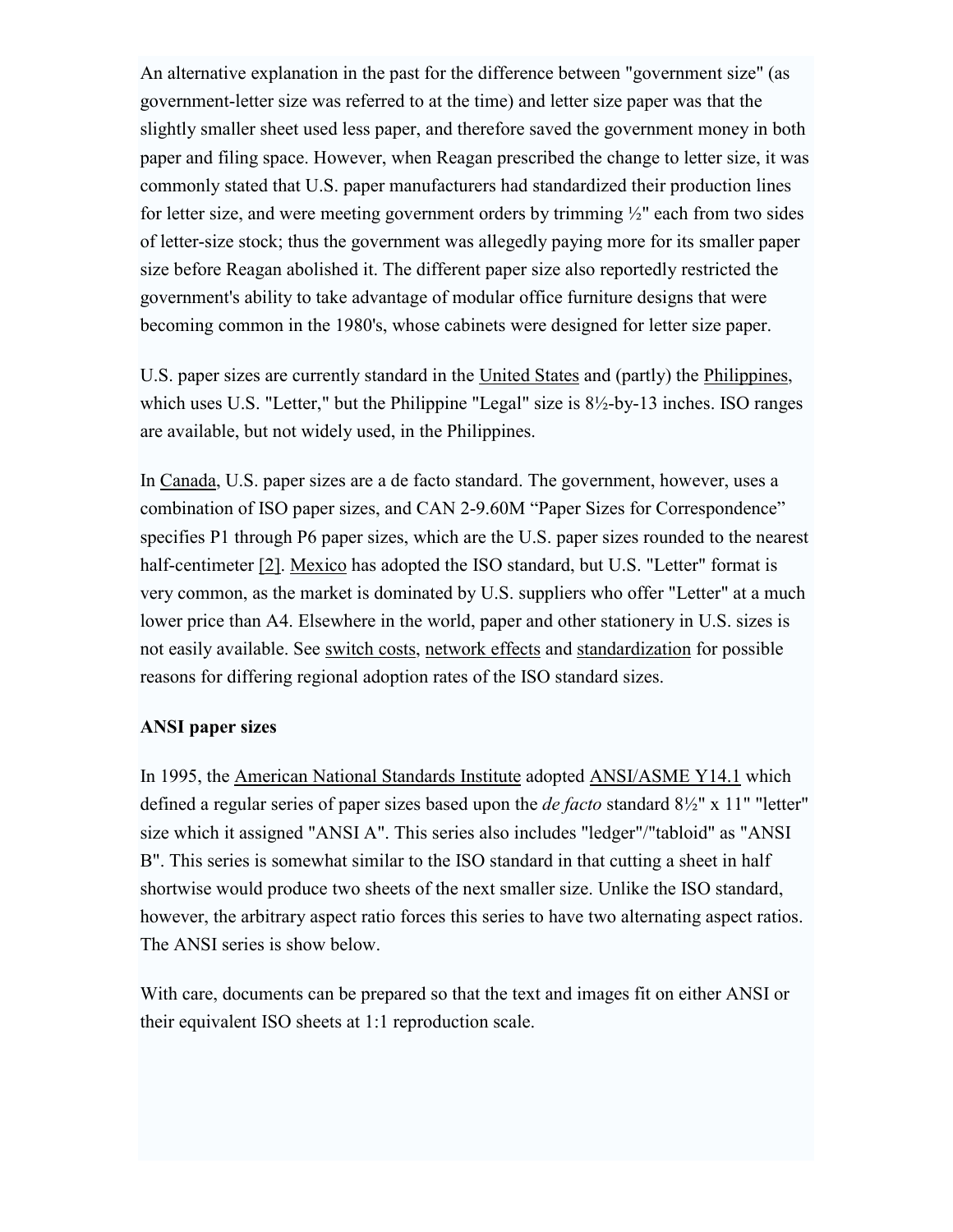An alternative explanation in the past for the difference between "government size" (as government-letter size was referred to at the time) and letter size paper was that the slightly smaller sheet used less paper, and therefore saved the government money in both paper and filing space. However, when Reagan prescribed the change to letter size, it was commonly stated that U.S. paper manufacturers had standardized their production lines for letter size, and were meeting government orders by trimming ½" each from two sides of letter-size stock; thus the government was allegedly paying more for its smaller paper size before Reagan abolished it. The different paper size also reportedly restricted the government's ability to take advantage of modular office furniture designs that were becoming common in the 1980's, whose cabinets were designed for letter size paper.

U.S. paper sizes are currently standard in the United States and (partly) the Philippines, which uses U.S. "Letter," but the Philippine "Legal" size is 8½-by-13 inches. ISO ranges are available, but not widely used, in the Philippines.

In Canada, U.S. paper sizes are a de facto standard. The government, however, uses a combination of ISO paper sizes, and CAN 2-9.60M “Paper Sizes for Correspondence” specifies P1 through P6 paper sizes, which are the U.S. paper sizes rounded to the nearest half-centimeter [2]. Mexico has adopted the ISO standard, but U.S. "Letter" format is very common, as the market is dominated by U.S. suppliers who offer "Letter" at a much lower price than A4. Elsewhere in the world, paper and other stationery in U.S. sizes is not easily available. See switch costs, network effects and standardization for possible reasons for differing regional adoption rates of the ISO standard sizes.

**ANSI paper sizes**

In 1995, the American National Standards Institute adopted ANSI/ASME Y14.1 which defined a regular series of paper sizes based upon the *de facto* standard 8½" x 11" "letter" size which it assigned "ANSI A". This series also includes "ledger"/"tabloid" as "ANSI B". This series is somewhat similar to the ISO standard in that cutting a sheet in half shortwise would produce two sheets of the next smaller size. Unlike the ISO standard, however, the arbitrary aspect ratio forces this series to have two alternating aspect ratios. The ANSI series is show below.

With care, documents can be prepared so that the text and images fit on either ANSI or their equivalent ISO sheets at 1:1 reproduction scale.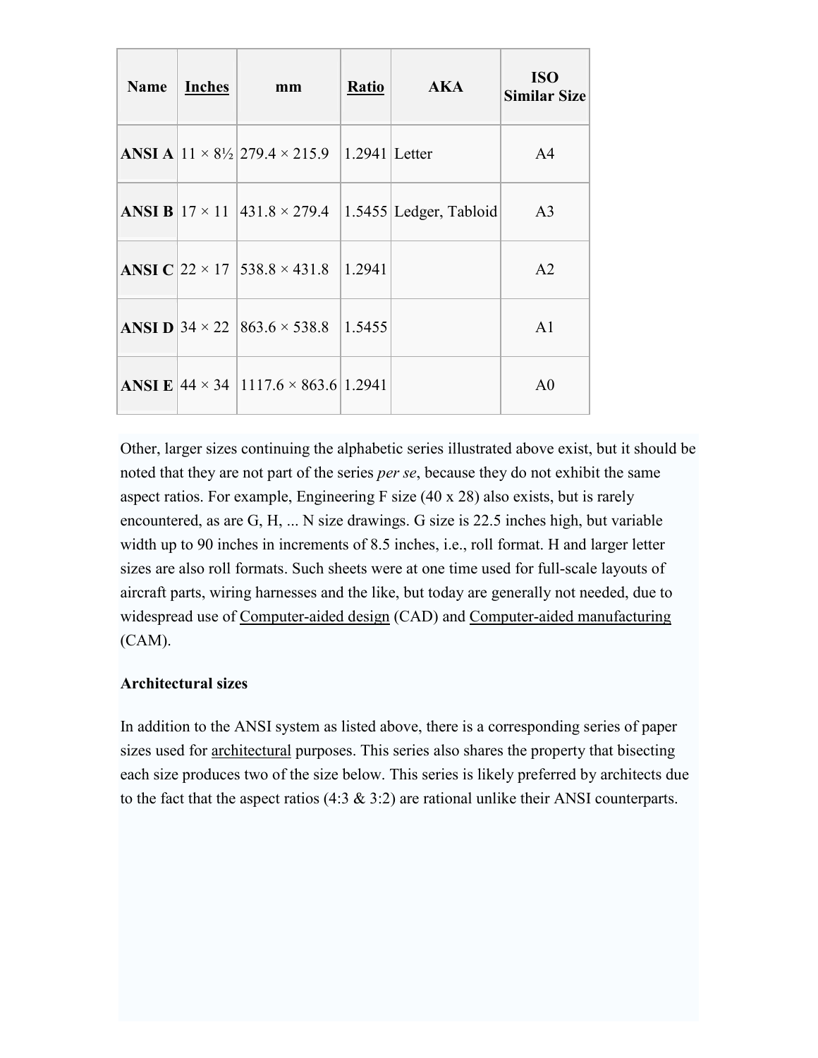| Name | Inches | mm | Ratio | AKA | ISO Similar Size |
|---|---|---|---|---|---|
| **ANSI A** | 11 × 8½ | 279.4 × 215.9 | 1.2941 | Letter | A4 |
| **ANSI B** | 17 × 11 | 431.8 × 279.4 | 1.5455 | Ledger, Tabloid | A3 |
| **ANSI C** | 22 × 17 | 538.8 × 431.8 | 1.2941 | | A2 |
| **ANSI D** | 34 × 22 | 863.6 × 538.8 | 1.5455 | | A1 |
| **ANSI E** | 44 × 34 | 1117.6 × 863.6 | 1.2941 | | A0 |

Other, larger sizes continuing the alphabetic series illustrated above exist, but it should be noted that they are not part of the series *per se*, because they do not exhibit the same aspect ratios. For example, Engineering F size (40 x 28) also exists, but is rarely encountered, as are G, H, ... N size drawings. G size is 22.5 inches high, but variable width up to 90 inches in increments of 8.5 inches, i.e., roll format. H and larger letter sizes are also roll formats. Such sheets were at one time used for full-scale layouts of aircraft parts, wiring harnesses and the like, but today are generally not needed, due to widespread use of Computer-aided design (CAD) and Computer-aided manufacturing (CAM).

**Architectural sizes**

In addition to the ANSI system as listed above, there is a corresponding series of paper sizes used for architectural purposes. This series also shares the property that bisecting each size produces two of the size below. This series is likely preferred by architects due to the fact that the aspect ratios (4:3 & 3:2) are rational unlike their ANSI counterparts.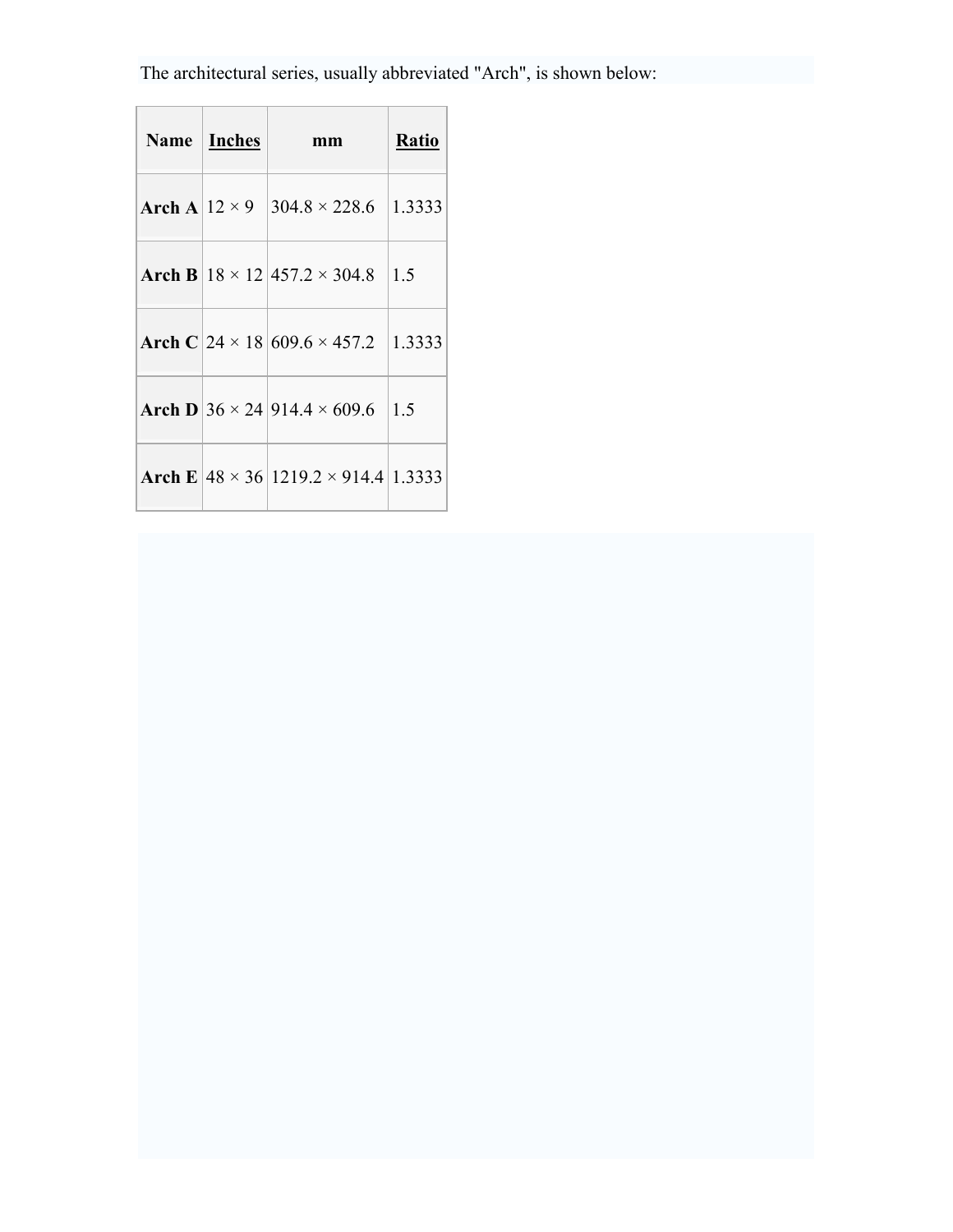The architectural series, usually abbreviated "Arch", is shown below:

| Name | Inches | mm | Ratio |
|---|---|---|---|
| **Arch A** | 12 × 9 | 304.8 × 228.6 | 1.3333 |
| **Arch B** | 18 × 12 | 457.2 × 304.8 | 1.5 |
| **Arch C** | 24 × 18 | 609.6 × 457.2 | 1.3333 |
| **Arch D** | 36 × 24 | 914.4 × 609.6 | 1.5 |
| **Arch E** | 48 × 36 | 1219.2 × 914.4 | 1.3333 |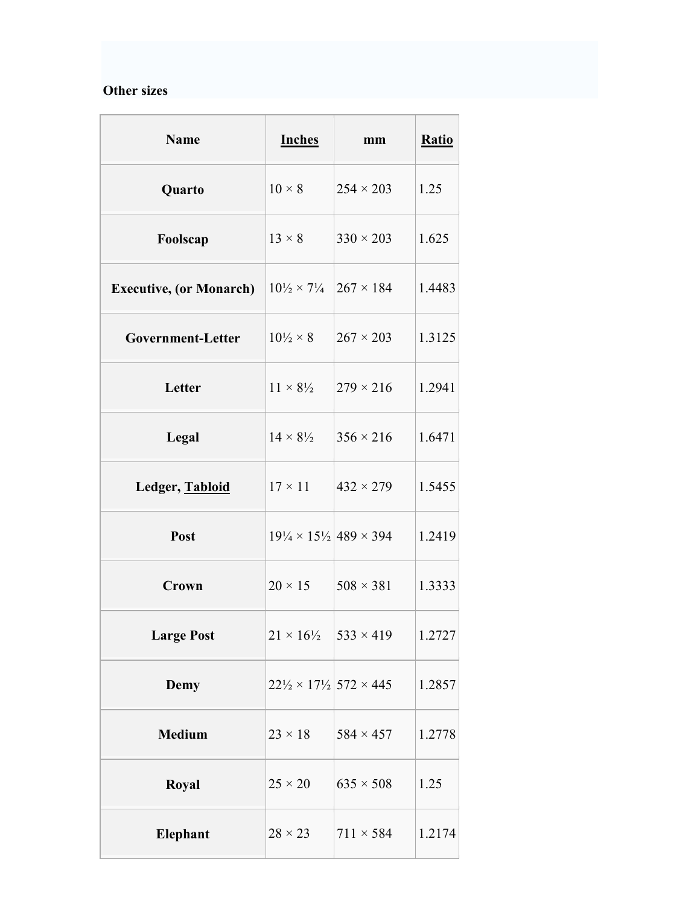**Other sizes**

| Name | Inches | mm | Ratio |
| --- | --- | --- | --- |
| **Quarto** | 10 × 8 | 254 × 203 | 1.25 |
| **Foolscap** | 13 × 8 | 330 × 203 | 1.625 |
| **Executive, (or Monarch)** | 10½ × 7¼ | 267 × 184 | 1.4483 |
| **Government-Letter** | 10½ × 8 | 267 × 203 | 1.3125 |
| **Letter** | 11 × 8½ | 279 × 216 | 1.2941 |
| **Legal** | 14 × 8½ | 356 × 216 | 1.6471 |
| **Ledger, Tabloid** | 17 × 11 | 432 × 279 | 1.5455 |
| **Post** | 19¼ × 15½ | 489 × 394 | 1.2419 |
| **Crown** | 20 × 15 | 508 × 381 | 1.3333 |
| **Large Post** | 21 × 16½ | 533 × 419 | 1.2727 |
| **Demy** | 22½ × 17½ | 572 × 445 | 1.2857 |
| **Medium** | 23 × 18 | 584 × 457 | 1.2778 |
| **Royal** | 25 × 20 | 635 × 508 | 1.25 |
| **Elephant** | 28 × 23 | 711 × 584 | 1.2174 |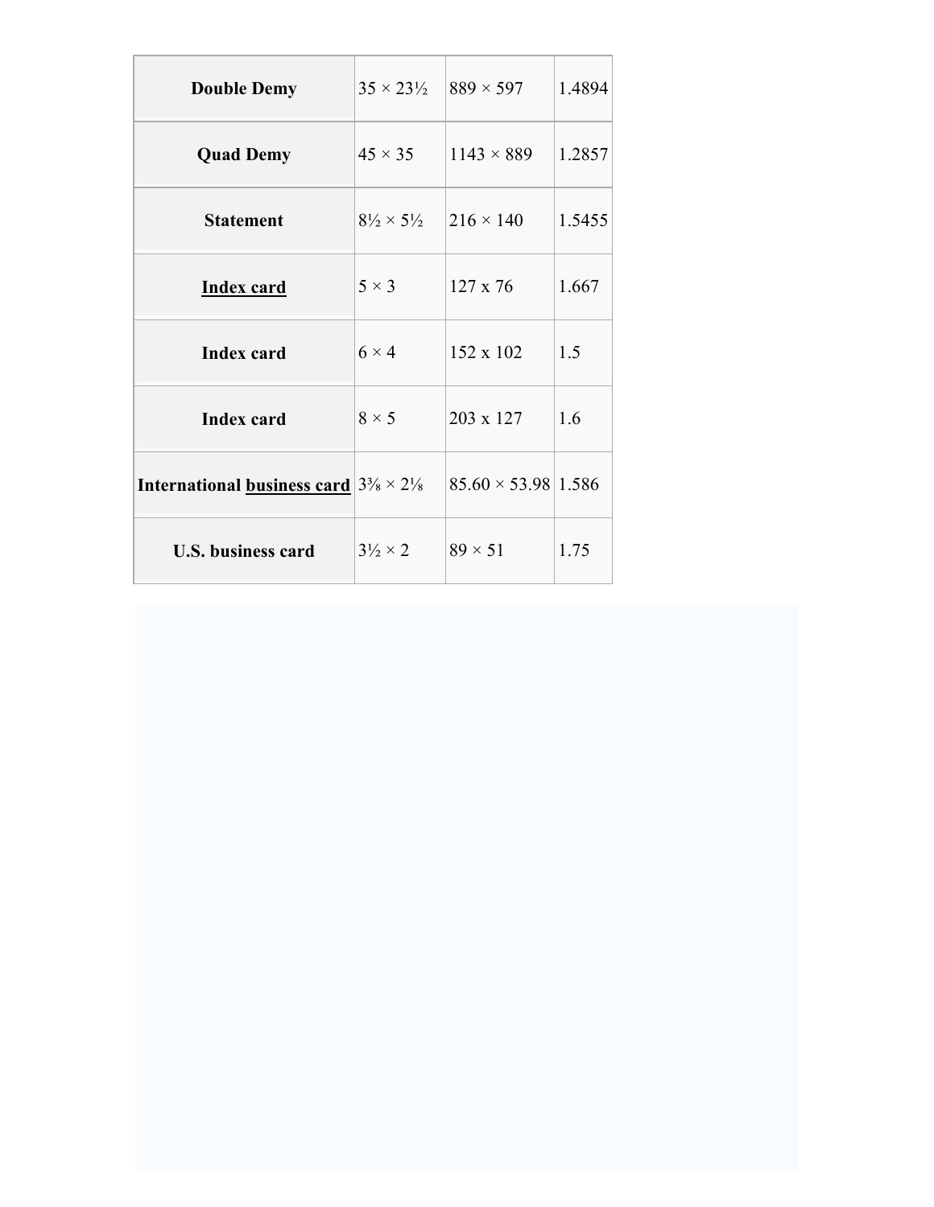| | | | |
|---|---|---|---|
| **Double Demy** | 35 × 23½ | 889 × 597 | 1.4894 |
| **Quad Demy** | 45 × 35 | 1143 × 889 | 1.2857 |
| **Statement** | 8½ × 5½ | 216 × 140 | 1.5455 |
| **Index card** | 5 × 3 | 127 x 76 | 1.667 |
| **Index card** | 6 × 4 | 152 x 102 | 1.5 |
| **Index card** | 8 × 5 | 203 x 127 | 1.6 |
| **International business card** | 3⅜ × 2⅛ | 85.60 × 53.98 | 1.586 |
| **U.S. business card** | 3½ × 2 | 89 × 51 | 1.75 |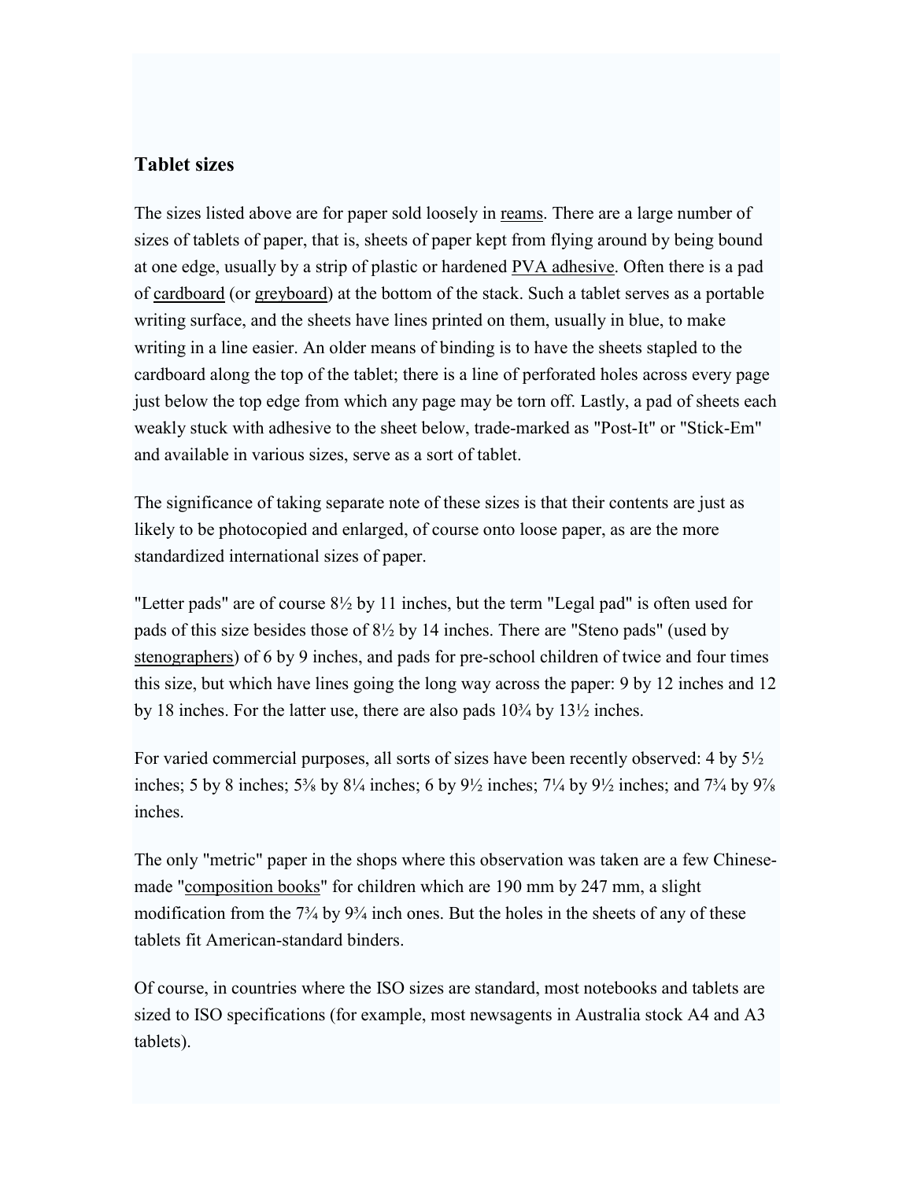### Tablet sizes

The sizes listed above are for paper sold loosely in reams. There are a large number of sizes of tablets of paper, that is, sheets of paper kept from flying around by being bound at one edge, usually by a strip of plastic or hardened PVA adhesive. Often there is a pad of cardboard (or greyboard) at the bottom of the stack. Such a tablet serves as a portable writing surface, and the sheets have lines printed on them, usually in blue, to make writing in a line easier. An older means of binding is to have the sheets stapled to the cardboard along the top of the tablet; there is a line of perforated holes across every page just below the top edge from which any page may be torn off. Lastly, a pad of sheets each weakly stuck with adhesive to the sheet below, trade-marked as "Post-It" or "Stick-Em" and available in various sizes, serve as a sort of tablet.

The significance of taking separate note of these sizes is that their contents are just as likely to be photocopied and enlarged, of course onto loose paper, as are the more standardized international sizes of paper.

"Letter pads" are of course 8½ by 11 inches, but the term "Legal pad" is often used for pads of this size besides those of 8½ by 14 inches. There are "Steno pads" (used by stenographers) of 6 by 9 inches, and pads for pre-school children of twice and four times this size, but which have lines going the long way across the paper: 9 by 12 inches and 12 by 18 inches. For the latter use, there are also pads 10¾ by 13½ inches.

For varied commercial purposes, all sorts of sizes have been recently observed: 4 by 5½ inches; 5 by 8 inches; 5⅜ by 8¼ inches; 6 by 9½ inches; 7¼ by 9½ inches; and 7¾ by 9⅞ inches.

The only "metric" paper in the shops where this observation was taken are a few Chinese-made "composition books" for children which are 190 mm by 247 mm, a slight modification from the 7¾ by 9¾ inch ones. But the holes in the sheets of any of these tablets fit American-standard binders.

Of course, in countries where the ISO sizes are standard, most notebooks and tablets are sized to ISO specifications (for example, most newsagents in Australia stock A4 and A3 tablets).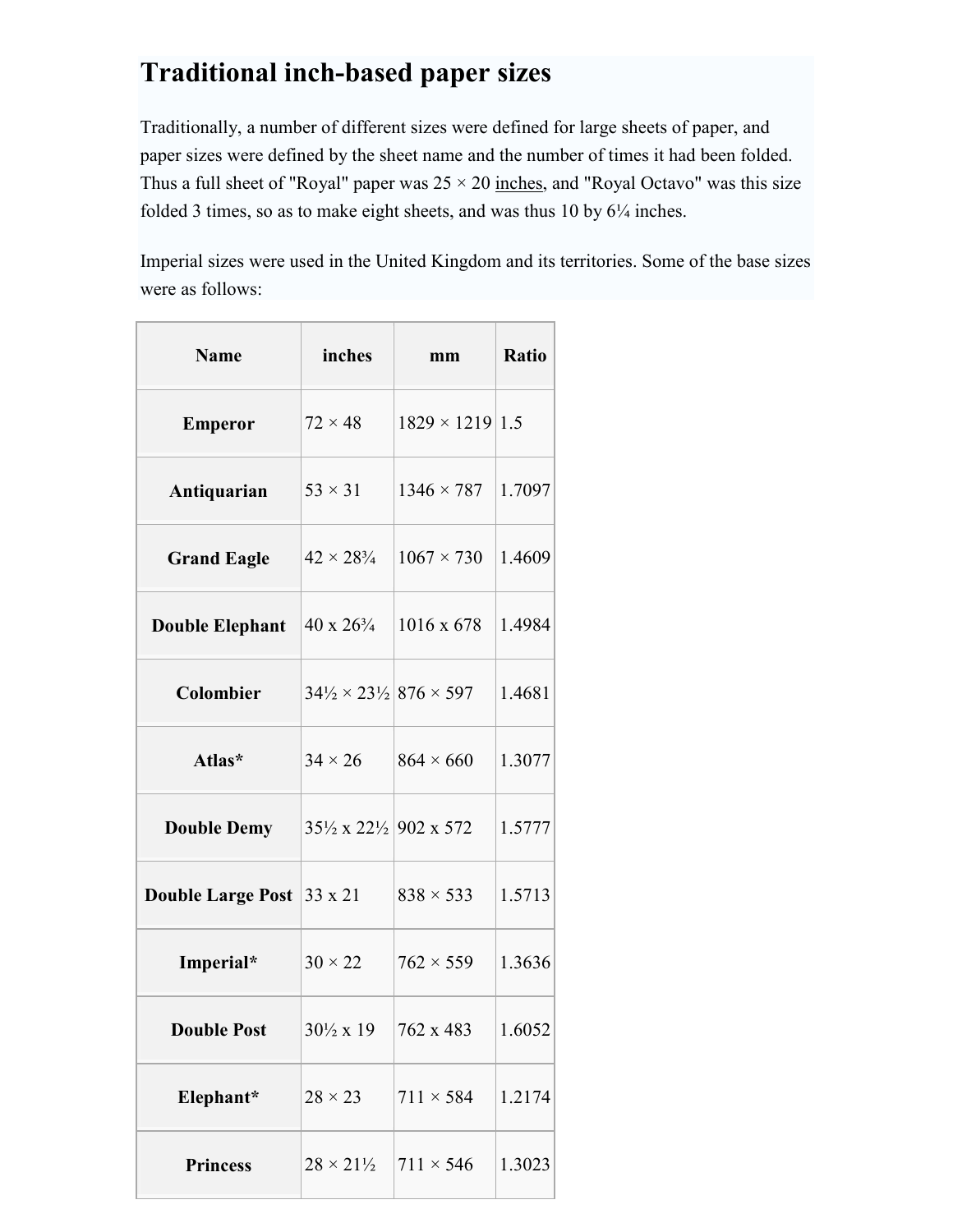## Traditional inch-based paper sizes

Traditionally, a number of different sizes were defined for large sheets of paper, and paper sizes were defined by the sheet name and the number of times it had been folded. Thus a full sheet of "Royal" paper was 25 × 20 inches, and "Royal Octavo" was this size folded 3 times, so as to make eight sheets, and was thus 10 by 6¼ inches.

Imperial sizes were used in the United Kingdom and its territories. Some of the base sizes were as follows:

| Name | inches | mm | Ratio |
|---|---|---|---|
| **Emperor** | 72 × 48 | 1829 × 1219 | 1.5 |
| **Antiquarian** | 53 × 31 | 1346 × 787 | 1.7097 |
| **Grand Eagle** | 42 × 28¾ | 1067 × 730 | 1.4609 |
| **Double Elephant** | 40 x 26¾ | 1016 x 678 | 1.4984 |
| **Colombier** | 34½ × 23½ | 876 × 597 | 1.4681 |
| **Atlas*** | 34 × 26 | 864 × 660 | 1.3077 |
| **Double Demy** | 35½ x 22½ | 902 x 572 | 1.5777 |
| **Double Large Post** | 33 x 21 | 838 × 533 | 1.5713 |
| **Imperial*** | 30 × 22 | 762 × 559 | 1.3636 |
| **Double Post** | 30½ x 19 | 762 x 483 | 1.6052 |
| **Elephant*** | 28 × 23 | 711 × 584 | 1.2174 |
| **Princess** | 28 × 21½ | 711 × 546 | 1.3023 |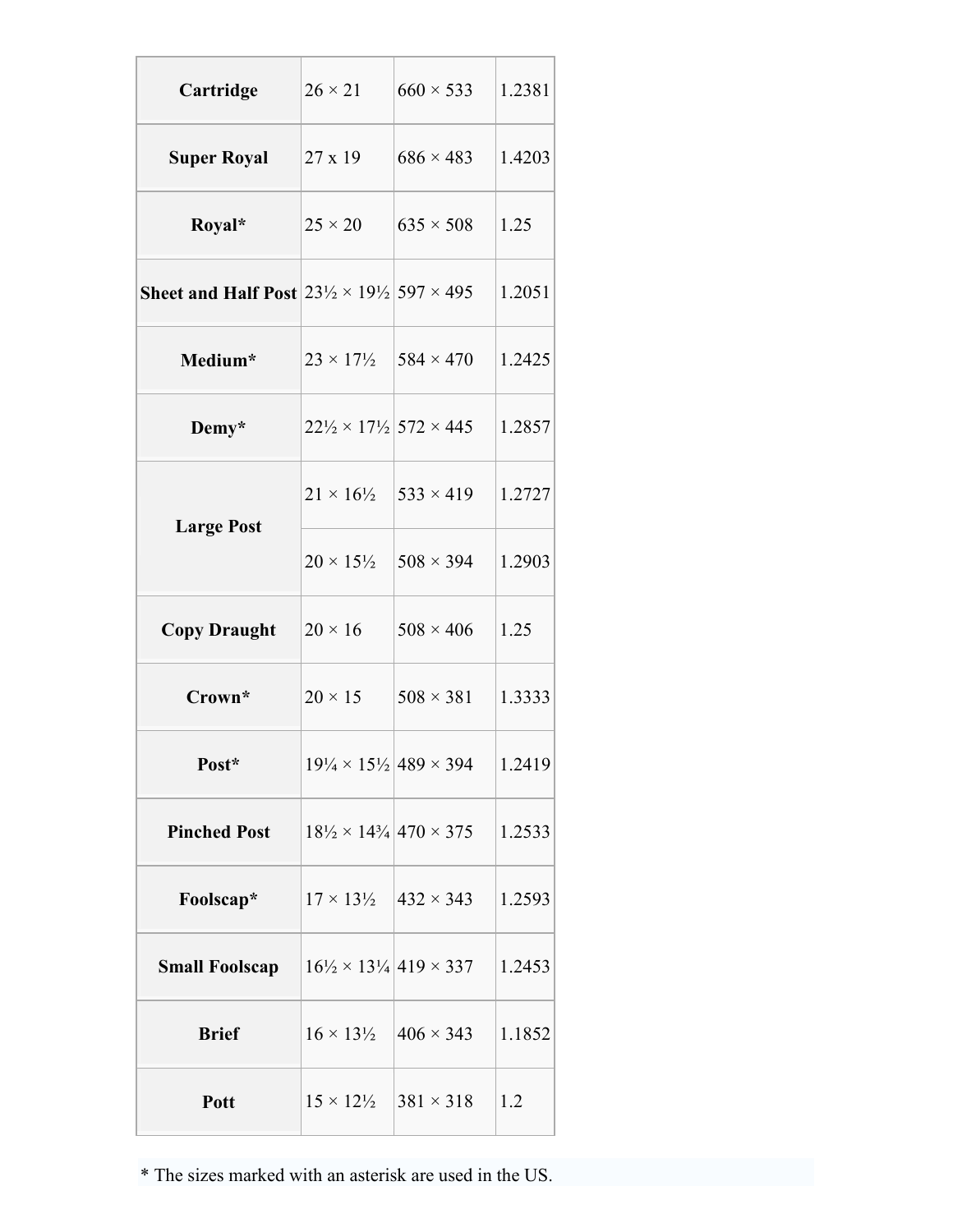| | | | |
|---|---|---|---|
| **Cartridge** | 26 × 21 | 660 × 533 | 1.2381 |
| **Super Royal** | 27 x 19 | 686 × 483 | 1.4203 |
| **Royal*** | 25 × 20 | 635 × 508 | 1.25 |
| **Sheet and Half Post** | 23½ × 19½ | 597 × 495 | 1.2051 |
| **Medium*** | 23 × 17½ | 584 × 470 | 1.2425 |
| **Demy*** | 22½ × 17½ | 572 × 445 | 1.2857 |
| **Large Post** | 21 × 16½ | 533 × 419 | 1.2727 |
| | 20 × 15½ | 508 × 394 | 1.2903 |
| **Copy Draught** | 20 × 16 | 508 × 406 | 1.25 |
| **Crown*** | 20 × 15 | 508 × 381 | 1.3333 |
| **Post*** | 19¼ × 15½ | 489 × 394 | 1.2419 |
| **Pinched Post** | 18½ × 14¾ | 470 × 375 | 1.2533 |
| **Foolscap*** | 17 × 13½ | 432 × 343 | 1.2593 |
| **Small Foolscap** | 16½ × 13¼ | 419 × 337 | 1.2453 |
| **Brief** | 16 × 13½ | 406 × 343 | 1.1852 |
| **Pott** | 15 × 12½ | 381 × 318 | 1.2 |

* The sizes marked with an asterisk are used in the US.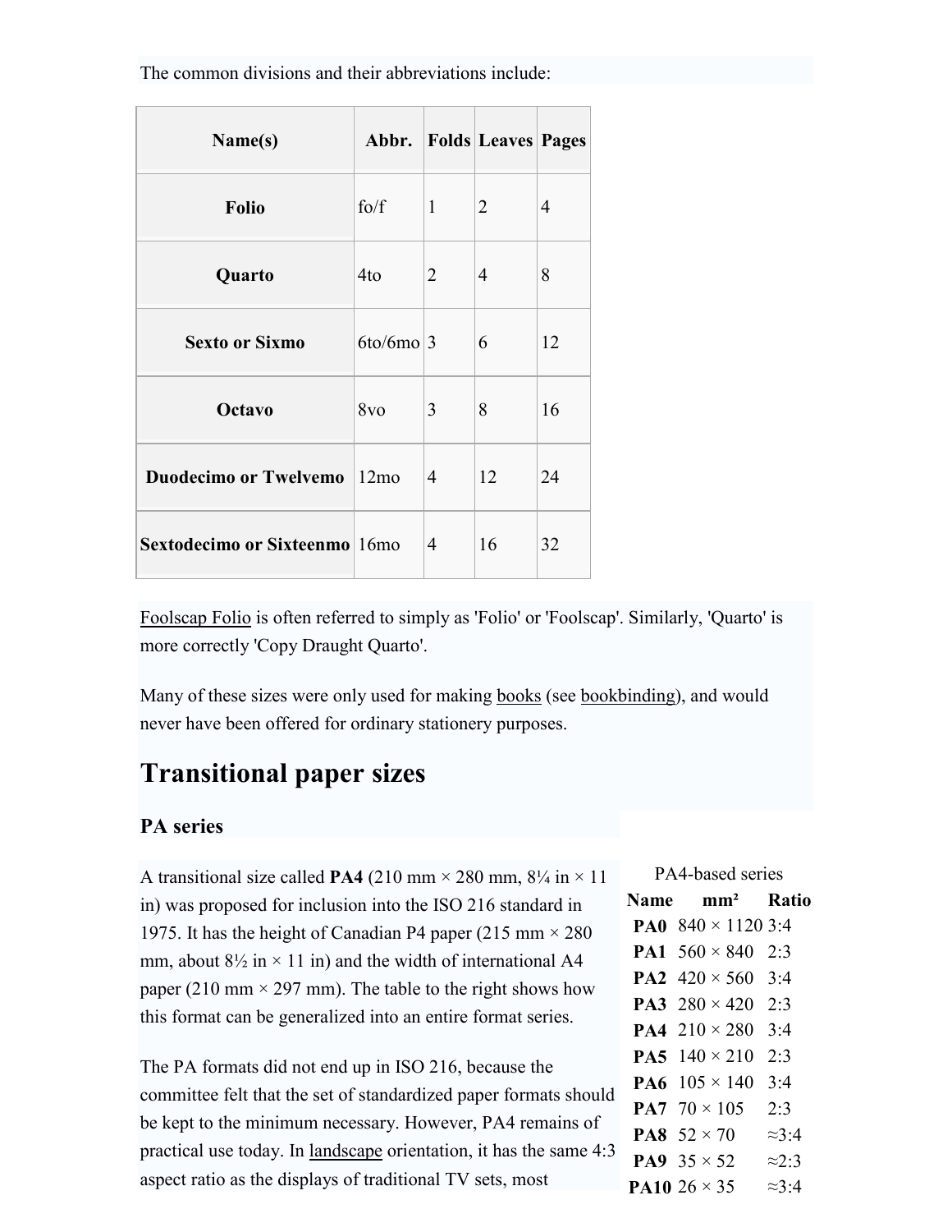The common divisions and their abbreviations include:

| Name(s) | Abbr. | Folds | Leaves | Pages |
|---|---|---|---|---|
| **Folio** | fo/f | 1 | 2 | 4 |
| **Quarto** | 4to | 2 | 4 | 8 |
| **Sexto or Sixmo** | 6to/6mo | 3 | 6 | 12 |
| **Octavo** | 8vo | 3 | 8 | 16 |
| **Duodecimo or Twelvemo** | 12mo | 4 | 12 | 24 |
| **Sextodecimo or Sixteenmo** | 16mo | 4 | 16 | 32 |

Foolscap Folio is often referred to simply as 'Folio' or 'Foolscap'. Similarly, 'Quarto' is more correctly 'Copy Draught Quarto'.

Many of these sizes were only used for making books (see bookbinding), and would never have been offered for ordinary stationery purposes.

# Transitional paper sizes

## PA series

A transitional size called **PA4** (210 mm × 280 mm, 8¼ in × 11 in) was proposed for inclusion into the ISO 216 standard in 1975. It has the height of Canadian P4 paper (215 mm × 280 mm, about 8½ in × 11 in) and the width of international A4 paper (210 mm × 297 mm). The table to the right shows how this format can be generalized into an entire format series.

PA4-based series

| Name | mm² | Ratio |
|---|---|---|
| **PA0** | 840 × 1120 | 3:4 |
| **PA1** | 560 × 840 | 2:3 |
| **PA2** | 420 × 560 | 3:4 |
| **PA3** | 280 × 420 | 2:3 |
| **PA4** | 210 × 280 | 3:4 |
| **PA5** | 140 × 210 | 2:3 |
| **PA6** | 105 × 140 | 3:4 |
| **PA7** | 70 × 105 | 2:3 |
| **PA8** | 52 × 70 | ≈3:4 |
| **PA9** | 35 × 52 | ≈2:3 |
| **PA10** | 26 × 35 | ≈3:4 |

The PA formats did not end up in ISO 216, because the committee felt that the set of standardized paper formats should be kept to the minimum necessary. However, PA4 remains of practical use today. In landscape orientation, it has the same 4:3 aspect ratio as the displays of traditional TV sets, most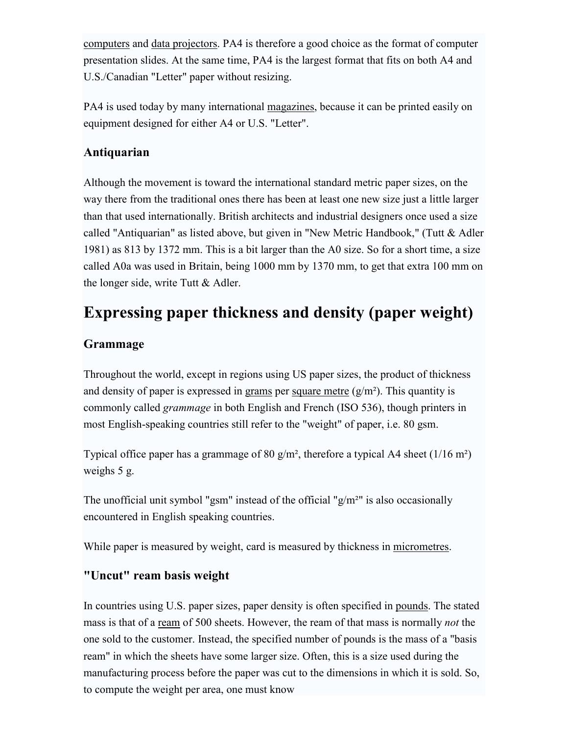computers and data projectors. PA4 is therefore a good choice as the format of computer presentation slides. At the same time, PA4 is the largest format that fits on both A4 and U.S./Canadian "Letter" paper without resizing.

PA4 is used today by many international magazines, because it can be printed easily on equipment designed for either A4 or U.S. "Letter".

### Antiquarian

Although the movement is toward the international standard metric paper sizes, on the way there from the traditional ones there has been at least one new size just a little larger than that used internationally. British architects and industrial designers once used a size called "Antiquarian" as listed above, but given in "New Metric Handbook," (Tutt & Adler 1981) as 813 by 1372 mm. This is a bit larger than the A0 size. So for a short time, a size called A0a was used in Britain, being 1000 mm by 1370 mm, to get that extra 100 mm on the longer side, write Tutt & Adler.

## Expressing paper thickness and density (paper weight)

### Grammage

Throughout the world, except in regions using US paper sizes, the product of thickness and density of paper is expressed in grams per square metre (g/m²). This quantity is commonly called *grammage* in both English and French (ISO 536), though printers in most English-speaking countries still refer to the "weight" of paper, i.e. 80 gsm.

Typical office paper has a grammage of 80 g/m², therefore a typical A4 sheet (1/16 m²) weighs 5 g.

The unofficial unit symbol "gsm" instead of the official "g/m²" is also occasionally encountered in English speaking countries.

While paper is measured by weight, card is measured by thickness in micrometres.

### "Uncut" ream basis weight

In countries using U.S. paper sizes, paper density is often specified in pounds. The stated mass is that of a ream of 500 sheets. However, the ream of that mass is normally *not* the one sold to the customer. Instead, the specified number of pounds is the mass of a "basis ream" in which the sheets have some larger size. Often, this is a size used during the manufacturing process before the paper was cut to the dimensions in which it is sold. So, to compute the weight per area, one must know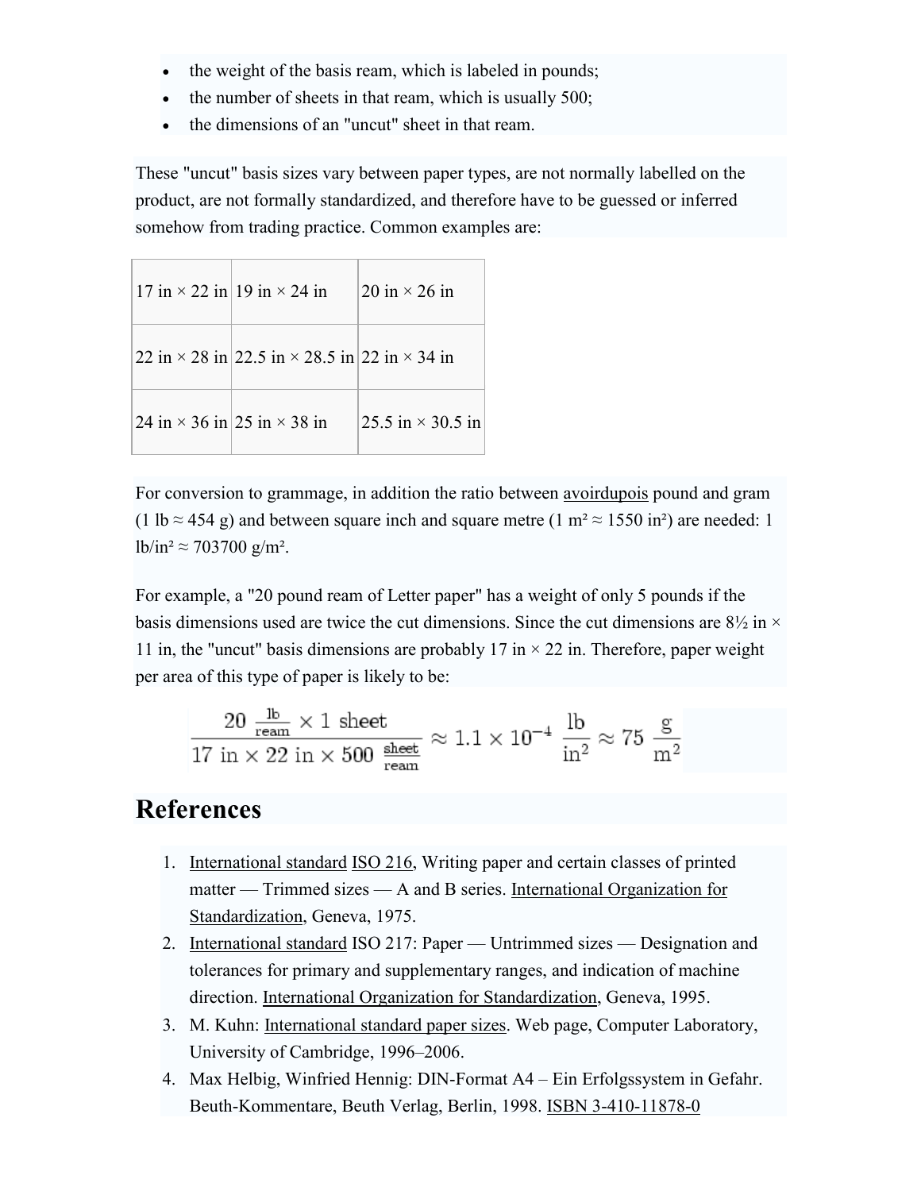- the weight of the basis ream, which is labeled in pounds;
- the number of sheets in that ream, which is usually 500;
- the dimensions of an "uncut" sheet in that ream.

These "uncut" basis sizes vary between paper types, are not normally labelled on the product, are not formally standardized, and therefore have to be guessed or inferred somehow from trading practice. Common examples are:

| | | |
|---|---|---|
| 17 in × 22 in | 19 in × 24 in | 20 in × 26 in |
| 22 in × 28 in | 22.5 in × 28.5 in | 22 in × 34 in |
| 24 in × 36 in | 25 in × 38 in | 25.5 in × 30.5 in |

For conversion to grammage, in addition the ratio between avoirdupois pound and gram (1 lb ≈ 454 g) and between square inch and square metre (1 m² ≈ 1550 in²) are needed: 1 lb/in² ≈ 703700 g/m².

For example, a "20 pound ream of Letter paper" has a weight of only 5 pounds if the basis dimensions used are twice the cut dimensions. Since the cut dimensions are 8½ in × 11 in, the "uncut" basis dimensions are probably 17 in × 22 in. Therefore, paper weight per area of this type of paper is likely to be:

$$\frac{20\ \frac{\text{lb}}{\text{ream}} \times 1\ \text{sheet}}{17\ \text{in} \times 22\ \text{in} \times 500\ \frac{\text{sheet}}{\text{ream}}} \approx 1.1 \times 10^{-4}\ \frac{\text{lb}}{\text{in}^2} \approx 75\ \frac{\text{g}}{\text{m}^2}$$

## References

1. International standard ISO 216, Writing paper and certain classes of printed matter — Trimmed sizes — A and B series. International Organization for Standardization, Geneva, 1975.
2. International standard ISO 217: Paper — Untrimmed sizes — Designation and tolerances for primary and supplementary ranges, and indication of machine direction. International Organization for Standardization, Geneva, 1995.
3. M. Kuhn: International standard paper sizes. Web page, Computer Laboratory, University of Cambridge, 1996–2006.
4. Max Helbig, Winfried Hennig: DIN-Format A4 – Ein Erfolgssystem in Gefahr. Beuth-Kommentare, Beuth Verlag, Berlin, 1998. ISBN 3-410-11878-0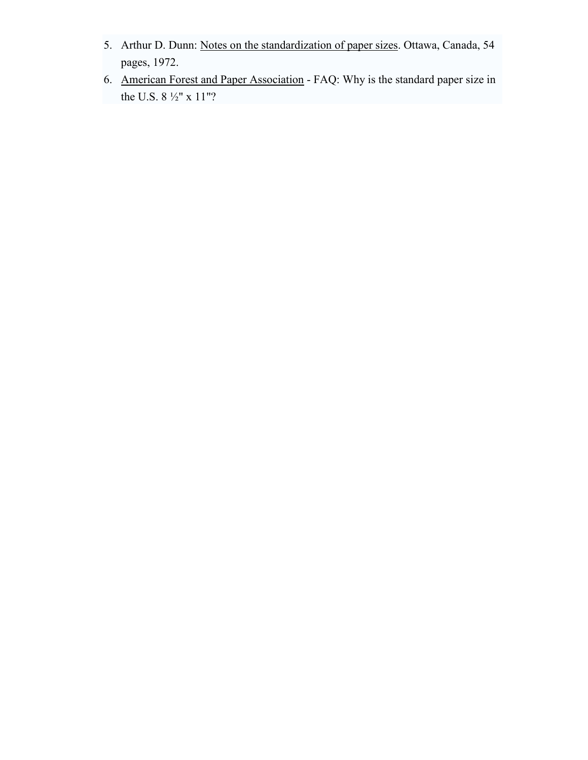5. Arthur D. Dunn: Notes on the standardization of paper sizes. Ottawa, Canada, 54 pages, 1972.
6. American Forest and Paper Association - FAQ: Why is the standard paper size in the U.S. 8 ½" x 11"?